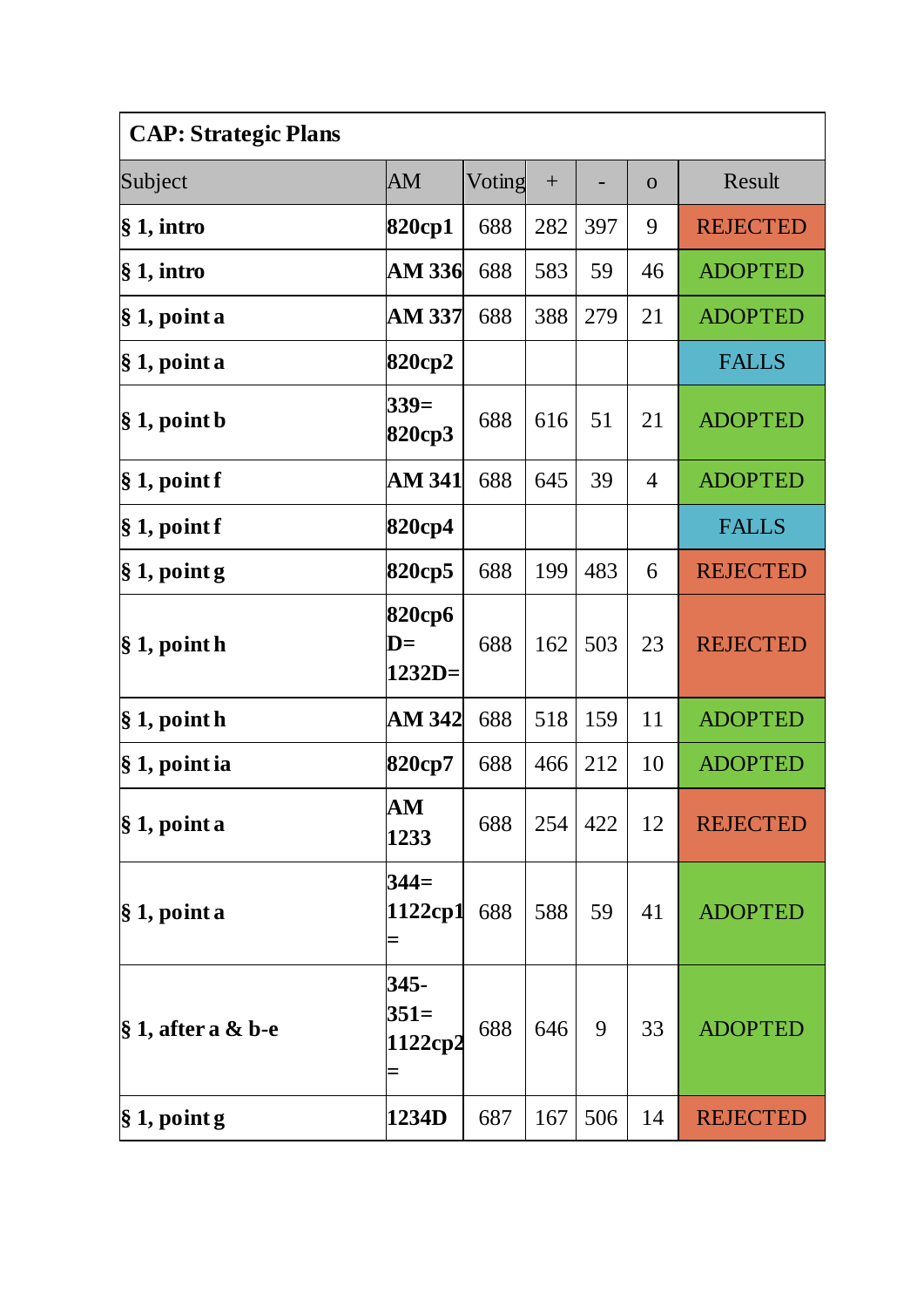| **CAP: Strategic Plans** | | | | | | |
|---|---|---|---|---|---|---|
| Subject | AM | Voting | + | - | o | Result |
| **§ 1, intro** | **820cp1** | 688 | 282 | 397 | 9 | REJECTED |
| **§ 1, intro** | **AM 336** | 688 | 583 | 59 | 46 | ADOPTED |
| **§ 1, point a** | **AM 337** | 688 | 388 | 279 | 21 | ADOPTED |
| **§ 1, point a** | **820cp2** | | | | | FALLS |
| **§ 1, point b** | **339= 820cp3** | 688 | 616 | 51 | 21 | ADOPTED |
| **§ 1, point f** | **AM 341** | 688 | 645 | 39 | 4 | ADOPTED |
| **§ 1, point f** | **820cp4** | | | | | FALLS |
| **§ 1, point g** | **820cp5** | 688 | 199 | 483 | 6 | REJECTED |
| **§ 1, point h** | **820cp6 D= 1232D=** | 688 | 162 | 503 | 23 | REJECTED |
| **§ 1, point h** | **AM 342** | 688 | 518 | 159 | 11 | ADOPTED |
| **§ 1, point ia** | **820cp7** | 688 | 466 | 212 | 10 | ADOPTED |
| **§ 1, point a** | **AM 1233** | 688 | 254 | 422 | 12 | REJECTED |
| **§ 1, point a** | **344= 1122cp1 =** | 688 | 588 | 59 | 41 | ADOPTED |
| **§ 1, after a & b-e** | **345- 351= 1122cp2 =** | 688 | 646 | 9 | 33 | ADOPTED |
| **§ 1, point g** | **1234D** | 687 | 167 | 506 | 14 | REJECTED |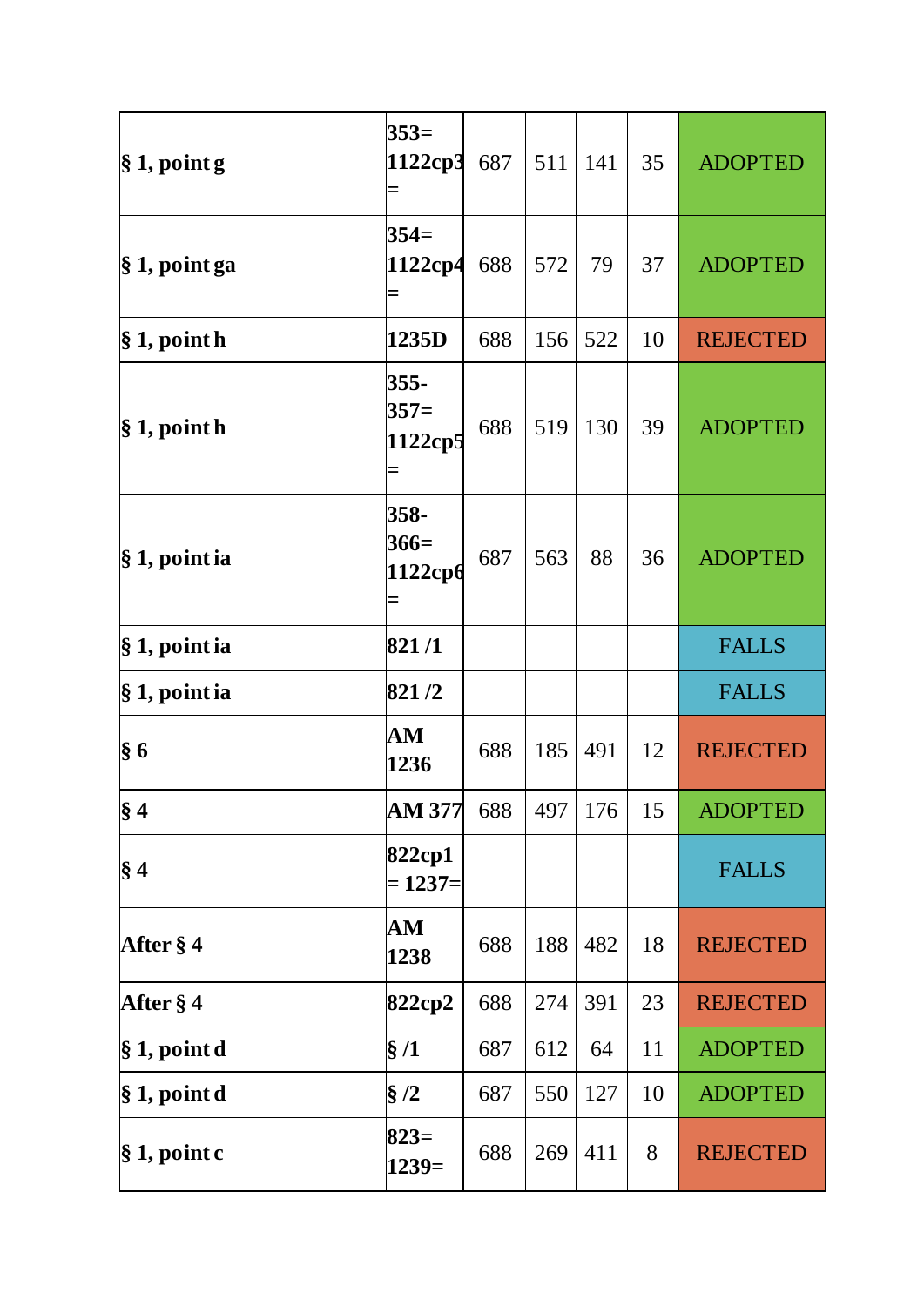| | | | | | | |
|---|---|---|---|---|---|---|
| **§ 1, point g** | **353= 1122cp3 =** | 687 | 511 | 141 | 35 | ADOPTED |
| **§ 1, point ga** | **354= 1122cp4 =** | 688 | 572 | 79 | 37 | ADOPTED |
| **§ 1, point h** | **1235D** | 688 | 156 | 522 | 10 | REJECTED |
| **§ 1, point h** | **355- 357= 1122cp5 =** | 688 | 519 | 130 | 39 | ADOPTED |
| **§ 1, point ia** | **358- 366= 1122cp6 =** | 687 | 563 | 88 | 36 | ADOPTED |
| **§ 1, point ia** | **821 /1** | | | | | FALLS |
| **§ 1, point ia** | **821 /2** | | | | | FALLS |
| **§ 6** | **AM 1236** | 688 | 185 | 491 | 12 | REJECTED |
| **§ 4** | **AM 377** | 688 | 497 | 176 | 15 | ADOPTED |
| **§ 4** | **822cp1 = 1237=** | | | | | FALLS |
| **After § 4** | **AM 1238** | 688 | 188 | 482 | 18 | REJECTED |
| **After § 4** | **822cp2** | 688 | 274 | 391 | 23 | REJECTED |
| **§ 1, point d** | **§ /1** | 687 | 612 | 64 | 11 | ADOPTED |
| **§ 1, point d** | **§ /2** | 687 | 550 | 127 | 10 | ADOPTED |
| **§ 1, point c** | **823= 1239=** | 688 | 269 | 411 | 8 | REJECTED |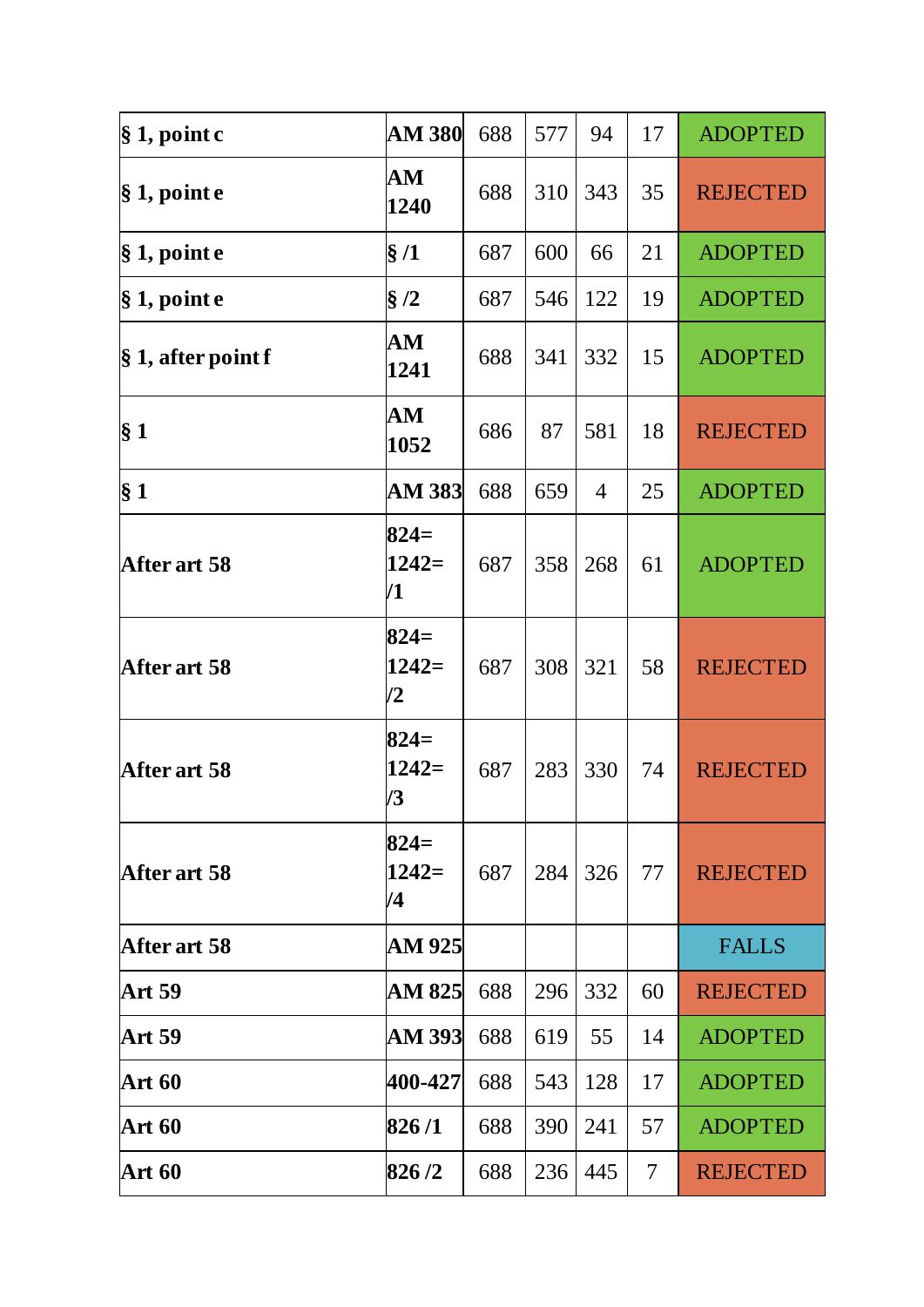| § 1, point c | AM 380 | 688 | 577 | 94 | 17 | ADOPTED |
|---|---|---|---|---|---|---|
| § 1, point e | AM 1240 | 688 | 310 | 343 | 35 | REJECTED |
| § 1, point e | § /1 | 687 | 600 | 66 | 21 | ADOPTED |
| § 1, point e | § /2 | 687 | 546 | 122 | 19 | ADOPTED |
| § 1, after point f | AM 1241 | 688 | 341 | 332 | 15 | ADOPTED |
| § 1 | AM 1052 | 686 | 87 | 581 | 18 | REJECTED |
| § 1 | AM 383 | 688 | 659 | 4 | 25 | ADOPTED |
| After art 58 | 824= 1242= /1 | 687 | 358 | 268 | 61 | ADOPTED |
| After art 58 | 824= 1242= /2 | 687 | 308 | 321 | 58 | REJECTED |
| After art 58 | 824= 1242= /3 | 687 | 283 | 330 | 74 | REJECTED |
| After art 58 | 824= 1242= /4 | 687 | 284 | 326 | 77 | REJECTED |
| After art 58 | AM 925 | | | | | FALLS |
| Art 59 | AM 825 | 688 | 296 | 332 | 60 | REJECTED |
| Art 59 | AM 393 | 688 | 619 | 55 | 14 | ADOPTED |
| Art 60 | 400-427 | 688 | 543 | 128 | 17 | ADOPTED |
| Art 60 | 826 /1 | 688 | 390 | 241 | 57 | ADOPTED |
| Art 60 | 826 /2 | 688 | 236 | 445 | 7 | REJECTED |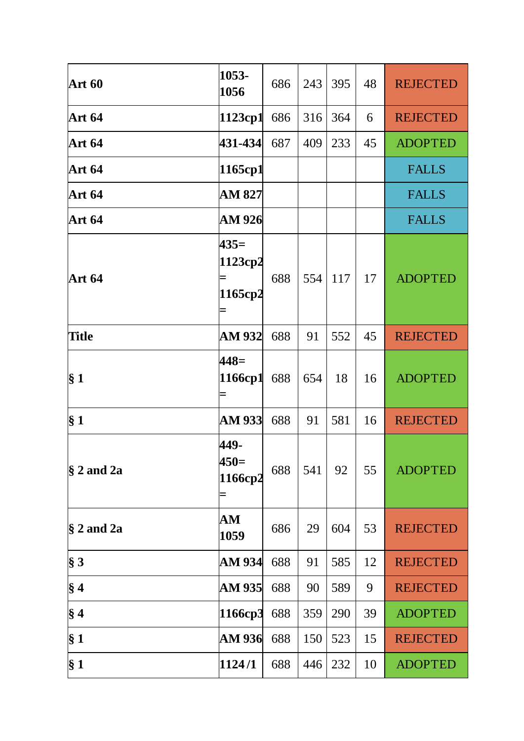| | | | | | | |
|---|---|---|---|---|---|---|
| **Art 60** | **1053-1056** | 686 | 243 | 395 | 48 | REJECTED |
| **Art 64** | **1123cp1** | 686 | 316 | 364 | 6 | REJECTED |
| **Art 64** | **431-434** | 687 | 409 | 233 | 45 | ADOPTED |
| **Art 64** | **1165cp1** | | | | | FALLS |
| **Art 64** | **AM 827** | | | | | FALLS |
| **Art 64** | **AM 926** | | | | | FALLS |
| **Art 64** | **435= 1123cp2 = 1165cp2 =** | 688 | 554 | 117 | 17 | ADOPTED |
| **Title** | **AM 932** | 688 | 91 | 552 | 45 | REJECTED |
| **§ 1** | **448= 1166cp1 =** | 688 | 654 | 18 | 16 | ADOPTED |
| **§ 1** | **AM 933** | 688 | 91 | 581 | 16 | REJECTED |
| **§ 2 and 2a** | **449-450= 1166cp2 =** | 688 | 541 | 92 | 55 | ADOPTED |
| **§ 2 and 2a** | **AM 1059** | 686 | 29 | 604 | 53 | REJECTED |
| **§ 3** | **AM 934** | 688 | 91 | 585 | 12 | REJECTED |
| **§ 4** | **AM 935** | 688 | 90 | 589 | 9 | REJECTED |
| **§ 4** | **1166cp3** | 688 | 359 | 290 | 39 | ADOPTED |
| **§ 1** | **AM 936** | 688 | 150 | 523 | 15 | REJECTED |
| **§ 1** | **1124/1** | 688 | 446 | 232 | 10 | ADOPTED |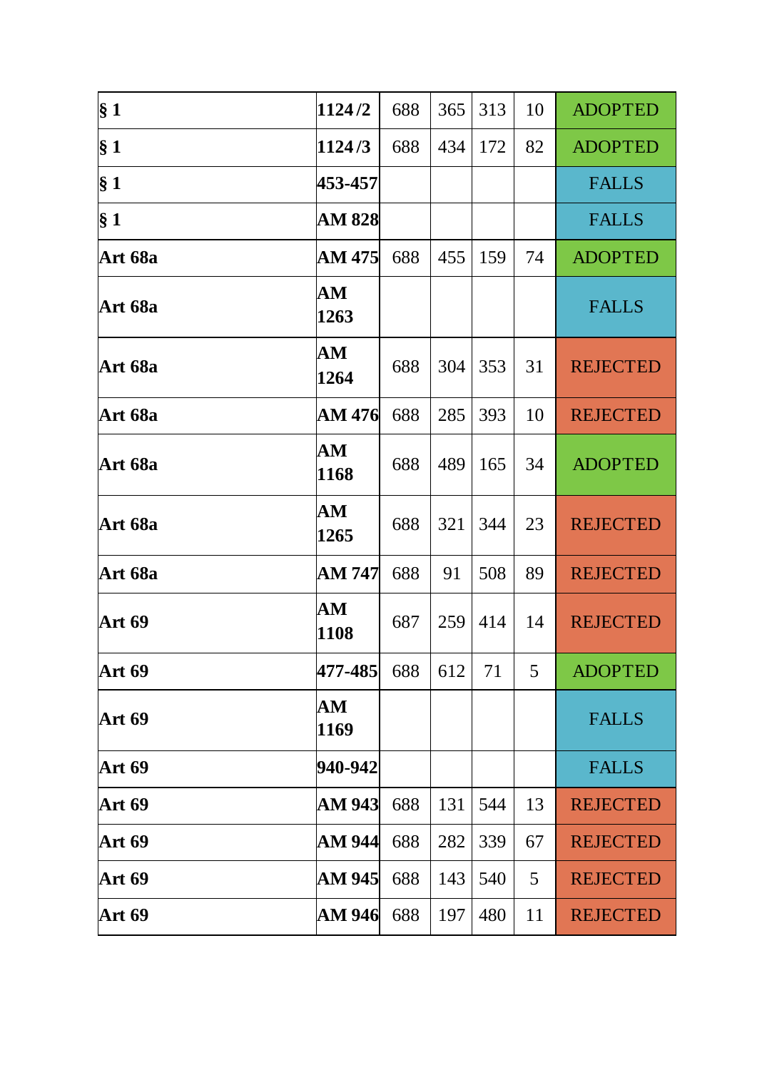| | | | | | | |
|---|---|---|---|---|---|---|
| **§ 1** | **1124 /2** | 688 | 365 | 313 | 10 | ADOPTED |
| **§ 1** | **1124 /3** | 688 | 434 | 172 | 82 | ADOPTED |
| **§ 1** | **453-457** | | | | | FALLS |
| **§ 1** | **AM 828** | | | | | FALLS |
| **Art 68a** | **AM 475** | 688 | 455 | 159 | 74 | ADOPTED |
| **Art 68a** | **AM 1263** | | | | | FALLS |
| **Art 68a** | **AM 1264** | 688 | 304 | 353 | 31 | REJECTED |
| **Art 68a** | **AM 476** | 688 | 285 | 393 | 10 | REJECTED |
| **Art 68a** | **AM 1168** | 688 | 489 | 165 | 34 | ADOPTED |
| **Art 68a** | **AM 1265** | 688 | 321 | 344 | 23 | REJECTED |
| **Art 68a** | **AM 747** | 688 | 91 | 508 | 89 | REJECTED |
| **Art 69** | **AM 1108** | 687 | 259 | 414 | 14 | REJECTED |
| **Art 69** | **477-485** | 688 | 612 | 71 | 5 | ADOPTED |
| **Art 69** | **AM 1169** | | | | | FALLS |
| **Art 69** | **940-942** | | | | | FALLS |
| **Art 69** | **AM 943** | 688 | 131 | 544 | 13 | REJECTED |
| **Art 69** | **AM 944** | 688 | 282 | 339 | 67 | REJECTED |
| **Art 69** | **AM 945** | 688 | 143 | 540 | 5 | REJECTED |
| **Art 69** | **AM 946** | 688 | 197 | 480 | 11 | REJECTED |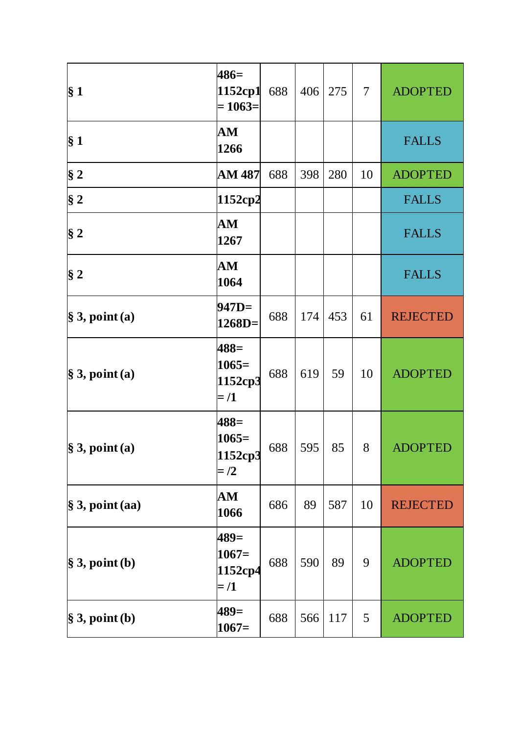| | | | | | | |
|---|---|---|---|---|---|---|
| § 1 | **486= 1152cp1 = 1063=** | 688 | 406 | 275 | 7 | ADOPTED |
| § 1 | **AM 1266** | | | | | FALLS |
| § 2 | **AM 487** | 688 | 398 | 280 | 10 | ADOPTED |
| § 2 | **1152cp2** | | | | | FALLS |
| § 2 | **AM 1267** | | | | | FALLS |
| § 2 | **AM 1064** | | | | | FALLS |
| § 3, point (a) | **947D= 1268D=** | 688 | 174 | 453 | 61 | REJECTED |
| § 3, point (a) | **488= 1065= 1152cp3 = /1** | 688 | 619 | 59 | 10 | ADOPTED |
| § 3, point (a) | **488= 1065= 1152cp3 = /2** | 688 | 595 | 85 | 8 | ADOPTED |
| § 3, point (aa) | **AM 1066** | 686 | 89 | 587 | 10 | REJECTED |
| § 3, point (b) | **489= 1067= 1152cp4 = /1** | 688 | 590 | 89 | 9 | ADOPTED |
| § 3, point (b) | **489= 1067=** | 688 | 566 | 117 | 5 | ADOPTED |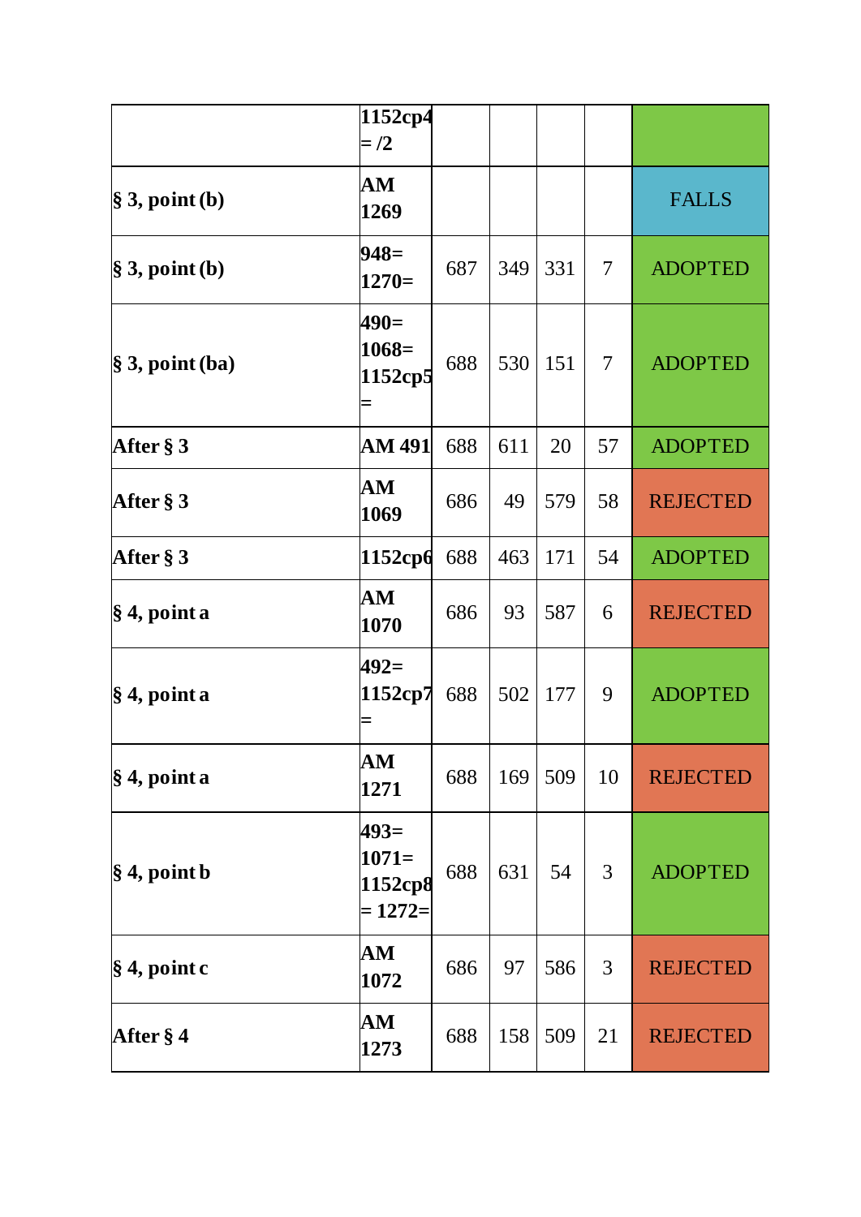|  |  |  |  |  |  |  |
|---|---|---|---|---|---|---|
|  | **1152cp4 = /2** |  |  |  |  |  |
| **§ 3, point (b)** | **AM 1269** |  |  |  |  | FALLS |
| **§ 3, point (b)** | **948= 1270=** | 687 | 349 | 331 | 7 | ADOPTED |
| **§ 3, point (ba)** | **490= 1068= 1152cp5 =** | 688 | 530 | 151 | 7 | ADOPTED |
| **After § 3** | **AM 491** | 688 | 611 | 20 | 57 | ADOPTED |
| **After § 3** | **AM 1069** | 686 | 49 | 579 | 58 | REJECTED |
| **After § 3** | **1152cp6** | 688 | 463 | 171 | 54 | ADOPTED |
| **§ 4, point a** | **AM 1070** | 686 | 93 | 587 | 6 | REJECTED |
| **§ 4, point a** | **492= 1152cp7 =** | 688 | 502 | 177 | 9 | ADOPTED |
| **§ 4, point a** | **AM 1271** | 688 | 169 | 509 | 10 | REJECTED |
| **§ 4, point b** | **493= 1071= 1152cp8 = 1272=** | 688 | 631 | 54 | 3 | ADOPTED |
| **§ 4, point c** | **AM 1072** | 686 | 97 | 586 | 3 | REJECTED |
| **After § 4** | **AM 1273** | 688 | 158 | 509 | 21 | REJECTED |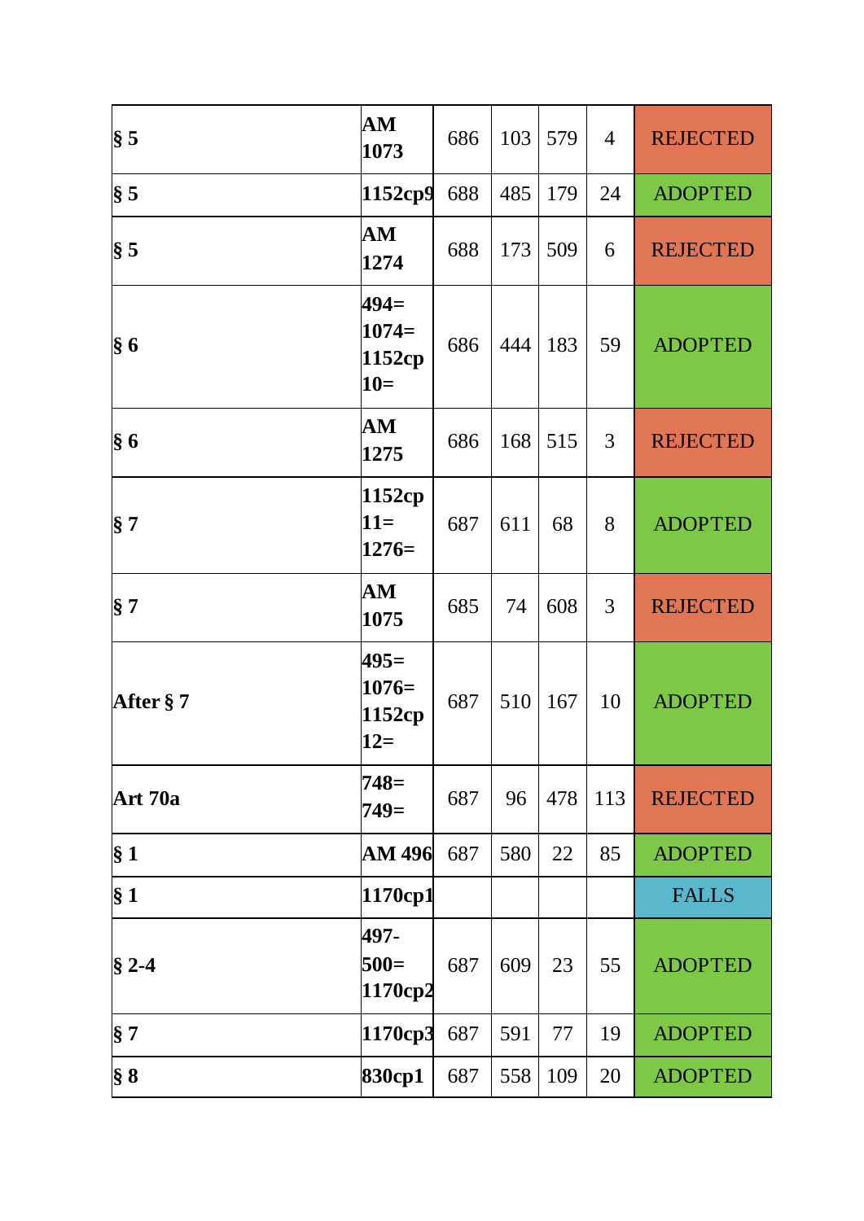| | | | | | | |
|---|---|---|---|---|---|---|
| **§ 5** | **AM 1073** | 686 | 103 | 579 | 4 | REJECTED |
| **§ 5** | **1152cp9** | 688 | 485 | 179 | 24 | ADOPTED |
| **§ 5** | **AM 1274** | 688 | 173 | 509 | 6 | REJECTED |
| **§ 6** | **494= 1074= 1152cp 10=** | 686 | 444 | 183 | 59 | ADOPTED |
| **§ 6** | **AM 1275** | 686 | 168 | 515 | 3 | REJECTED |
| **§ 7** | **1152cp 11= 1276=** | 687 | 611 | 68 | 8 | ADOPTED |
| **§ 7** | **AM 1075** | 685 | 74 | 608 | 3 | REJECTED |
| **After § 7** | **495= 1076= 1152cp 12=** | 687 | 510 | 167 | 10 | ADOPTED |
| **Art 70a** | **748= 749=** | 687 | 96 | 478 | 113 | REJECTED |
| **§ 1** | **AM 496** | 687 | 580 | 22 | 85 | ADOPTED |
| **§ 1** | **1170cp1** | | | | | FALLS |
| **§ 2-4** | **497- 500= 1170cp2** | 687 | 609 | 23 | 55 | ADOPTED |
| **§ 7** | **1170cp3** | 687 | 591 | 77 | 19 | ADOPTED |
| **§ 8** | **830cp1** | 687 | 558 | 109 | 20 | ADOPTED |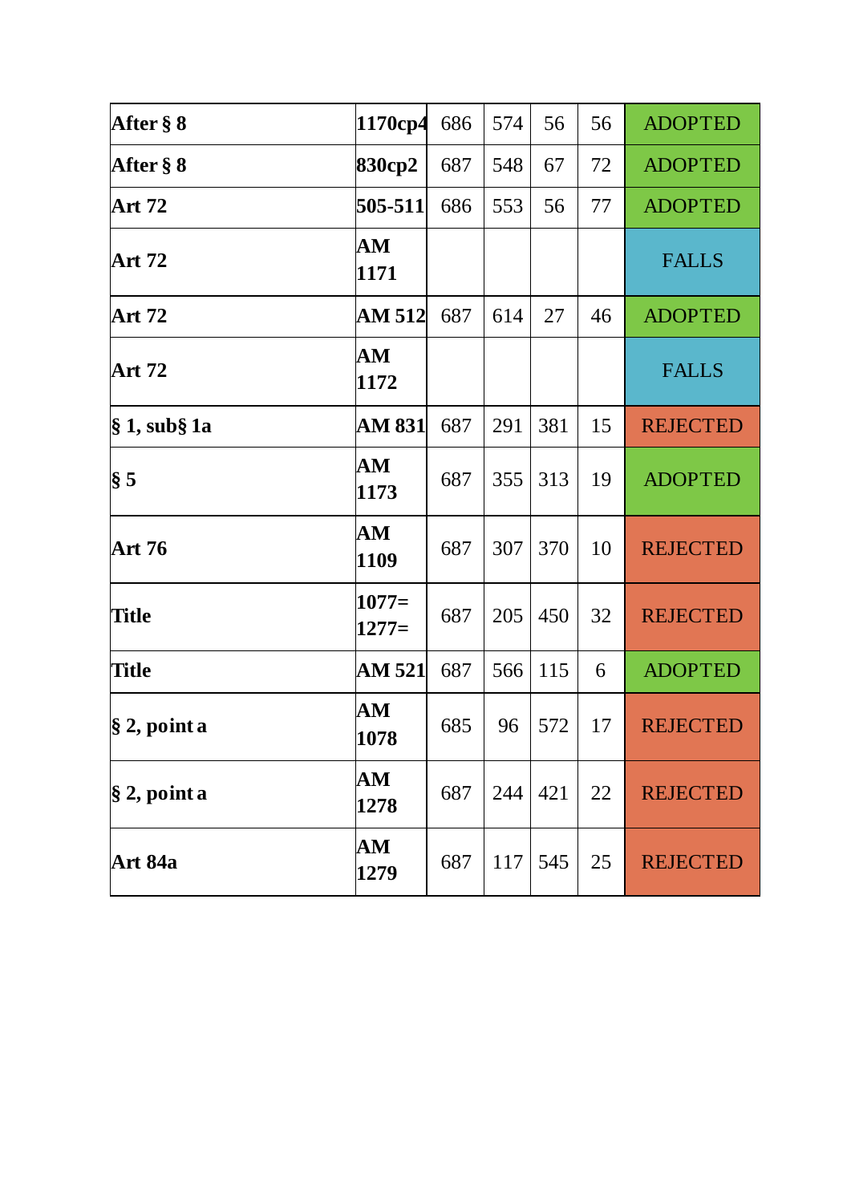| | | | | | | |
|---|---|---|---|---|---|---|
| **After § 8** | **1170cp4** | 686 | 574 | 56 | 56 | ADOPTED |
| **After § 8** | **830cp2** | 687 | 548 | 67 | 72 | ADOPTED |
| **Art 72** | **505-511** | 686 | 553 | 56 | 77 | ADOPTED |
| **Art 72** | **AM 1171** | | | | | FALLS |
| **Art 72** | **AM 512** | 687 | 614 | 27 | 46 | ADOPTED |
| **Art 72** | **AM 1172** | | | | | FALLS |
| **§ 1, sub§ 1a** | **AM 831** | 687 | 291 | 381 | 15 | REJECTED |
| **§ 5** | **AM 1173** | 687 | 355 | 313 | 19 | ADOPTED |
| **Art 76** | **AM 1109** | 687 | 307 | 370 | 10 | REJECTED |
| **Title** | **1077= 1277=** | 687 | 205 | 450 | 32 | REJECTED |
| **Title** | **AM 521** | 687 | 566 | 115 | 6 | ADOPTED |
| **§ 2, point a** | **AM 1078** | 685 | 96 | 572 | 17 | REJECTED |
| **§ 2, point a** | **AM 1278** | 687 | 244 | 421 | 22 | REJECTED |
| **Art 84a** | **AM 1279** | 687 | 117 | 545 | 25 | REJECTED |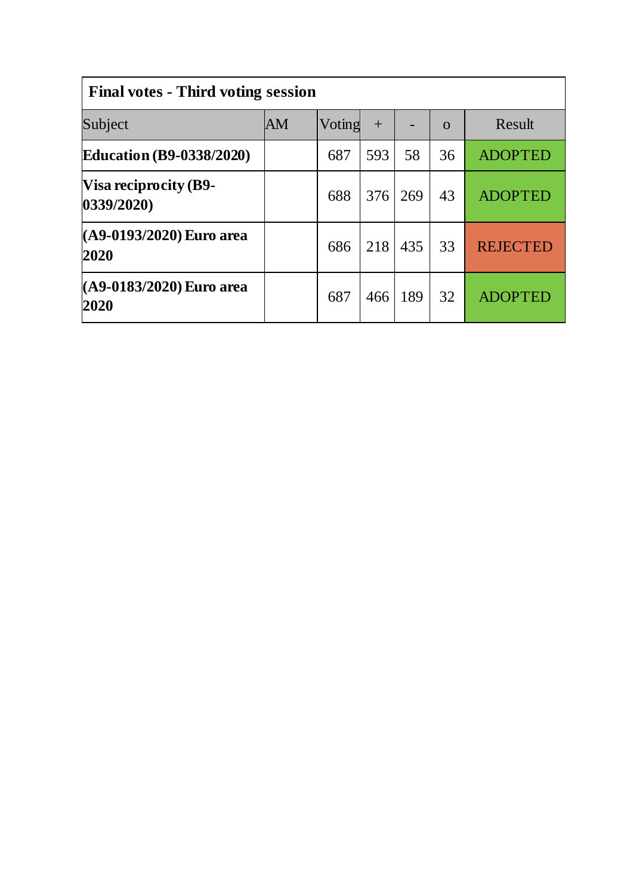| Final votes - Third voting session | | | | | | |
|---|---|---|---|---|---|---|
| Subject | AM | Voting | + | - | o | Result |
| **Education (B9-0338/2020)** | | 687 | 593 | 58 | 36 | ADOPTED |
| **Visa reciprocity (B9-0339/2020)** | | 688 | 376 | 269 | 43 | ADOPTED |
| **(A9-0193/2020) Euro area 2020** | | 686 | 218 | 435 | 33 | REJECTED |
| **(A9-0183/2020) Euro area 2020** | | 687 | 466 | 189 | 32 | ADOPTED |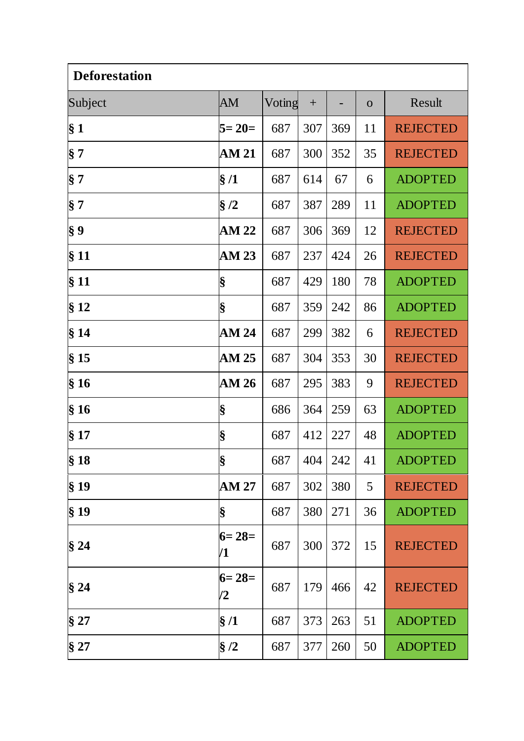| Deforestation | | | | | | |
|---|---|---|---|---|---|---|
| Subject | AM | Voting | + | - | o | Result |
| **§ 1** | **5= 20=** | 687 | 307 | 369 | 11 | REJECTED |
| **§ 7** | **AM 21** | 687 | 300 | 352 | 35 | REJECTED |
| **§ 7** | **§ /1** | 687 | 614 | 67 | 6 | ADOPTED |
| **§ 7** | **§ /2** | 687 | 387 | 289 | 11 | ADOPTED |
| **§ 9** | **AM 22** | 687 | 306 | 369 | 12 | REJECTED |
| **§ 11** | **AM 23** | 687 | 237 | 424 | 26 | REJECTED |
| **§ 11** | **§** | 687 | 429 | 180 | 78 | ADOPTED |
| **§ 12** | **§** | 687 | 359 | 242 | 86 | ADOPTED |
| **§ 14** | **AM 24** | 687 | 299 | 382 | 6 | REJECTED |
| **§ 15** | **AM 25** | 687 | 304 | 353 | 30 | REJECTED |
| **§ 16** | **AM 26** | 687 | 295 | 383 | 9 | REJECTED |
| **§ 16** | **§** | 686 | 364 | 259 | 63 | ADOPTED |
| **§ 17** | **§** | 687 | 412 | 227 | 48 | ADOPTED |
| **§ 18** | **§** | 687 | 404 | 242 | 41 | ADOPTED |
| **§ 19** | **AM 27** | 687 | 302 | 380 | 5 | REJECTED |
| **§ 19** | **§** | 687 | 380 | 271 | 36 | ADOPTED |
| **§ 24** | **6= 28= /1** | 687 | 300 | 372 | 15 | REJECTED |
| **§ 24** | **6= 28= /2** | 687 | 179 | 466 | 42 | REJECTED |
| **§ 27** | **§ /1** | 687 | 373 | 263 | 51 | ADOPTED |
| **§ 27** | **§ /2** | 687 | 377 | 260 | 50 | ADOPTED |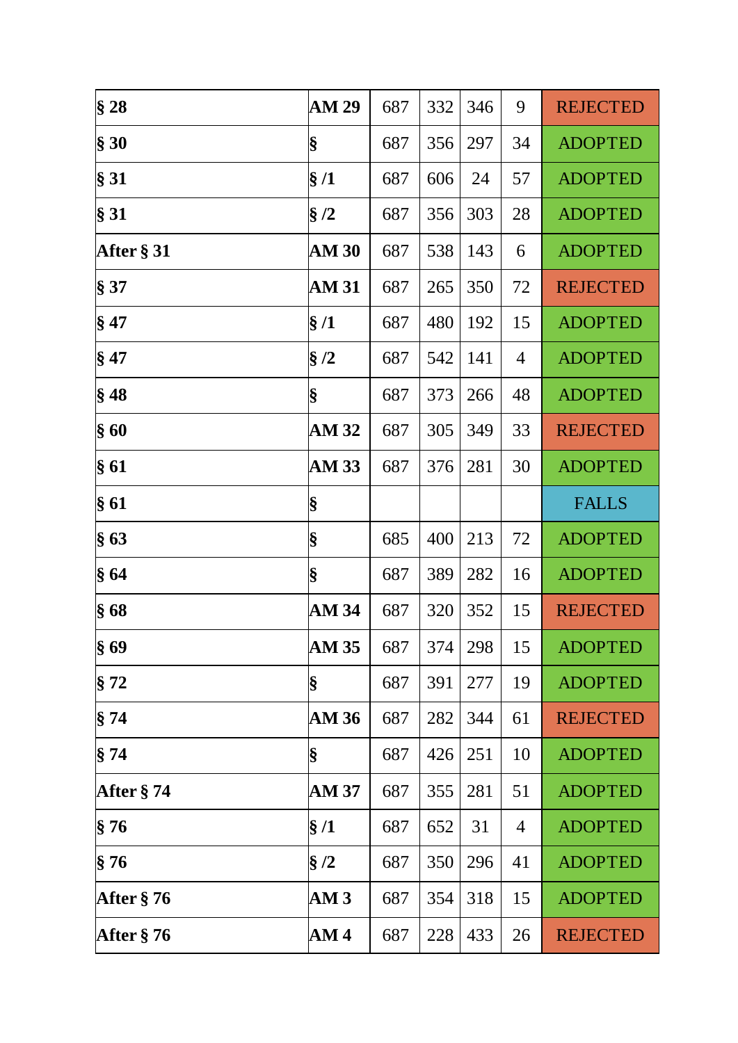| | | | | | | |
|---|---|---|---|---|---|---|
| **§ 28** | **AM 29** | 687 | 332 | 346 | 9 | REJECTED |
| **§ 30** | **§** | 687 | 356 | 297 | 34 | ADOPTED |
| **§ 31** | **§ /1** | 687 | 606 | 24 | 57 | ADOPTED |
| **§ 31** | **§ /2** | 687 | 356 | 303 | 28 | ADOPTED |
| **After § 31** | **AM 30** | 687 | 538 | 143 | 6 | ADOPTED |
| **§ 37** | **AM 31** | 687 | 265 | 350 | 72 | REJECTED |
| **§ 47** | **§ /1** | 687 | 480 | 192 | 15 | ADOPTED |
| **§ 47** | **§ /2** | 687 | 542 | 141 | 4 | ADOPTED |
| **§ 48** | **§** | 687 | 373 | 266 | 48 | ADOPTED |
| **§ 60** | **AM 32** | 687 | 305 | 349 | 33 | REJECTED |
| **§ 61** | **AM 33** | 687 | 376 | 281 | 30 | ADOPTED |
| **§ 61** | **§** | | | | | FALLS |
| **§ 63** | **§** | 685 | 400 | 213 | 72 | ADOPTED |
| **§ 64** | **§** | 687 | 389 | 282 | 16 | ADOPTED |
| **§ 68** | **AM 34** | 687 | 320 | 352 | 15 | REJECTED |
| **§ 69** | **AM 35** | 687 | 374 | 298 | 15 | ADOPTED |
| **§ 72** | **§** | 687 | 391 | 277 | 19 | ADOPTED |
| **§ 74** | **AM 36** | 687 | 282 | 344 | 61 | REJECTED |
| **§ 74** | **§** | 687 | 426 | 251 | 10 | ADOPTED |
| **After § 74** | **AM 37** | 687 | 355 | 281 | 51 | ADOPTED |
| **§ 76** | **§ /1** | 687 | 652 | 31 | 4 | ADOPTED |
| **§ 76** | **§ /2** | 687 | 350 | 296 | 41 | ADOPTED |
| **After § 76** | **AM 3** | 687 | 354 | 318 | 15 | ADOPTED |
| **After § 76** | **AM 4** | 687 | 228 | 433 | 26 | REJECTED |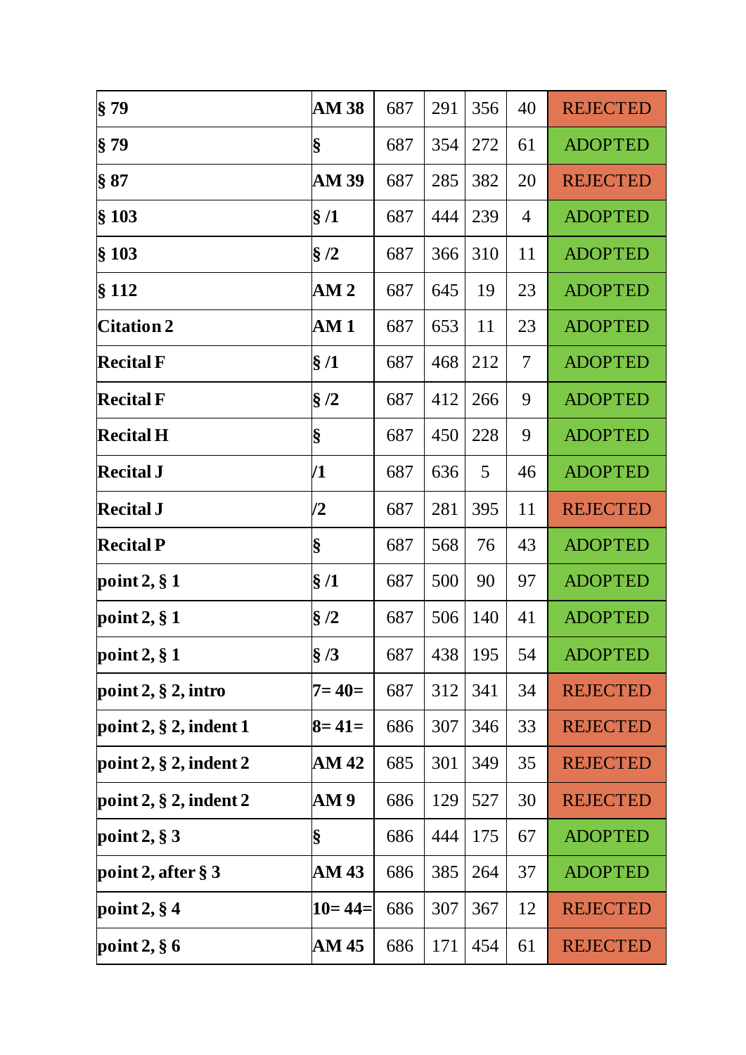| § 79 | AM 38 | 687 | 291 | 356 | 40 | REJECTED |
|---|---|---|---|---|---|---|
| § 79 | § | 687 | 354 | 272 | 61 | ADOPTED |
| § 87 | AM 39 | 687 | 285 | 382 | 20 | REJECTED |
| § 103 | § /1 | 687 | 444 | 239 | 4 | ADOPTED |
| § 103 | § /2 | 687 | 366 | 310 | 11 | ADOPTED |
| § 112 | AM 2 | 687 | 645 | 19 | 23 | ADOPTED |
| Citation 2 | AM 1 | 687 | 653 | 11 | 23 | ADOPTED |
| Recital F | § /1 | 687 | 468 | 212 | 7 | ADOPTED |
| Recital F | § /2 | 687 | 412 | 266 | 9 | ADOPTED |
| Recital H | § | 687 | 450 | 228 | 9 | ADOPTED |
| Recital J | /1 | 687 | 636 | 5 | 46 | ADOPTED |
| Recital J | /2 | 687 | 281 | 395 | 11 | REJECTED |
| Recital P | § | 687 | 568 | 76 | 43 | ADOPTED |
| point 2, § 1 | § /1 | 687 | 500 | 90 | 97 | ADOPTED |
| point 2, § 1 | § /2 | 687 | 506 | 140 | 41 | ADOPTED |
| point 2, § 1 | § /3 | 687 | 438 | 195 | 54 | ADOPTED |
| point 2, § 2, intro | 7= 40= | 687 | 312 | 341 | 34 | REJECTED |
| point 2, § 2, indent 1 | 8= 41= | 686 | 307 | 346 | 33 | REJECTED |
| point 2, § 2, indent 2 | AM 42 | 685 | 301 | 349 | 35 | REJECTED |
| point 2, § 2, indent 2 | AM 9 | 686 | 129 | 527 | 30 | REJECTED |
| point 2, § 3 | § | 686 | 444 | 175 | 67 | ADOPTED |
| point 2, after § 3 | AM 43 | 686 | 385 | 264 | 37 | ADOPTED |
| point 2, § 4 | 10= 44= | 686 | 307 | 367 | 12 | REJECTED |
| point 2, § 6 | AM 45 | 686 | 171 | 454 | 61 | REJECTED |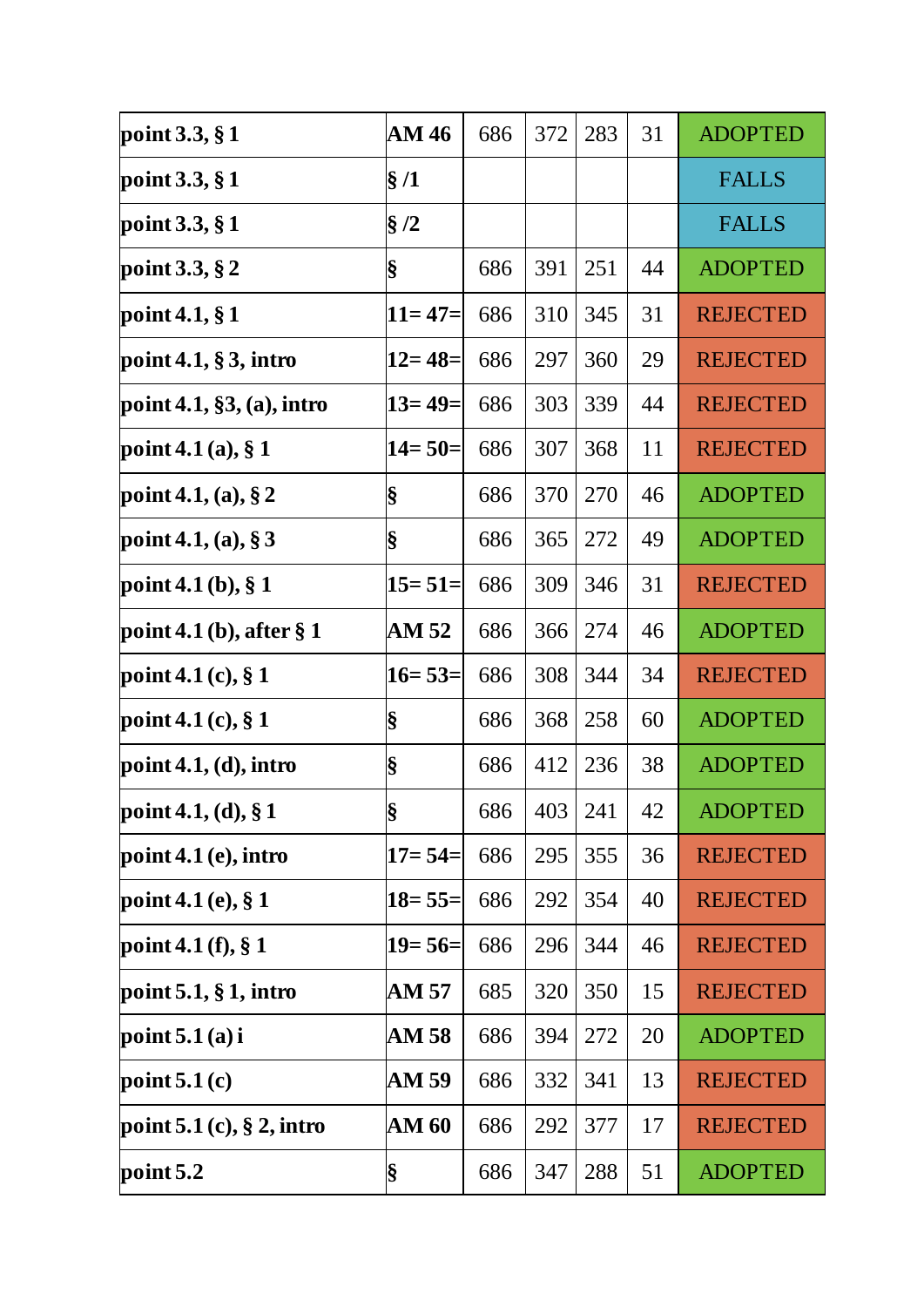| | | | | | | |
|---|---|---|---|---|---|---|
| **point 3.3, § 1** | **AM 46** | 686 | 372 | 283 | 31 | ADOPTED |
| **point 3.3, § 1** | **§ /1** | | | | | FALLS |
| **point 3.3, § 1** | **§ /2** | | | | | FALLS |
| **point 3.3, § 2** | **§** | 686 | 391 | 251 | 44 | ADOPTED |
| **point 4.1, § 1** | **11= 47=** | 686 | 310 | 345 | 31 | REJECTED |
| **point 4.1, § 3, intro** | **12= 48=** | 686 | 297 | 360 | 29 | REJECTED |
| **point 4.1, §3, (a), intro** | **13= 49=** | 686 | 303 | 339 | 44 | REJECTED |
| **point 4.1 (a), § 1** | **14= 50=** | 686 | 307 | 368 | 11 | REJECTED |
| **point 4.1, (a), § 2** | **§** | 686 | 370 | 270 | 46 | ADOPTED |
| **point 4.1, (a), § 3** | **§** | 686 | 365 | 272 | 49 | ADOPTED |
| **point 4.1 (b), § 1** | **15= 51=** | 686 | 309 | 346 | 31 | REJECTED |
| **point 4.1 (b), after § 1** | **AM 52** | 686 | 366 | 274 | 46 | ADOPTED |
| **point 4.1 (c), § 1** | **16= 53=** | 686 | 308 | 344 | 34 | REJECTED |
| **point 4.1 (c), § 1** | **§** | 686 | 368 | 258 | 60 | ADOPTED |
| **point 4.1, (d), intro** | **§** | 686 | 412 | 236 | 38 | ADOPTED |
| **point 4.1, (d), § 1** | **§** | 686 | 403 | 241 | 42 | ADOPTED |
| **point 4.1 (e), intro** | **17= 54=** | 686 | 295 | 355 | 36 | REJECTED |
| **point 4.1 (e), § 1** | **18= 55=** | 686 | 292 | 354 | 40 | REJECTED |
| **point 4.1 (f), § 1** | **19= 56=** | 686 | 296 | 344 | 46 | REJECTED |
| **point 5.1, § 1, intro** | **AM 57** | 685 | 320 | 350 | 15 | REJECTED |
| **point 5.1 (a) i** | **AM 58** | 686 | 394 | 272 | 20 | ADOPTED |
| **point 5.1 (c)** | **AM 59** | 686 | 332 | 341 | 13 | REJECTED |
| **point 5.1 (c), § 2, intro** | **AM 60** | 686 | 292 | 377 | 17 | REJECTED |
| **point 5.2** | **§** | 686 | 347 | 288 | 51 | ADOPTED |